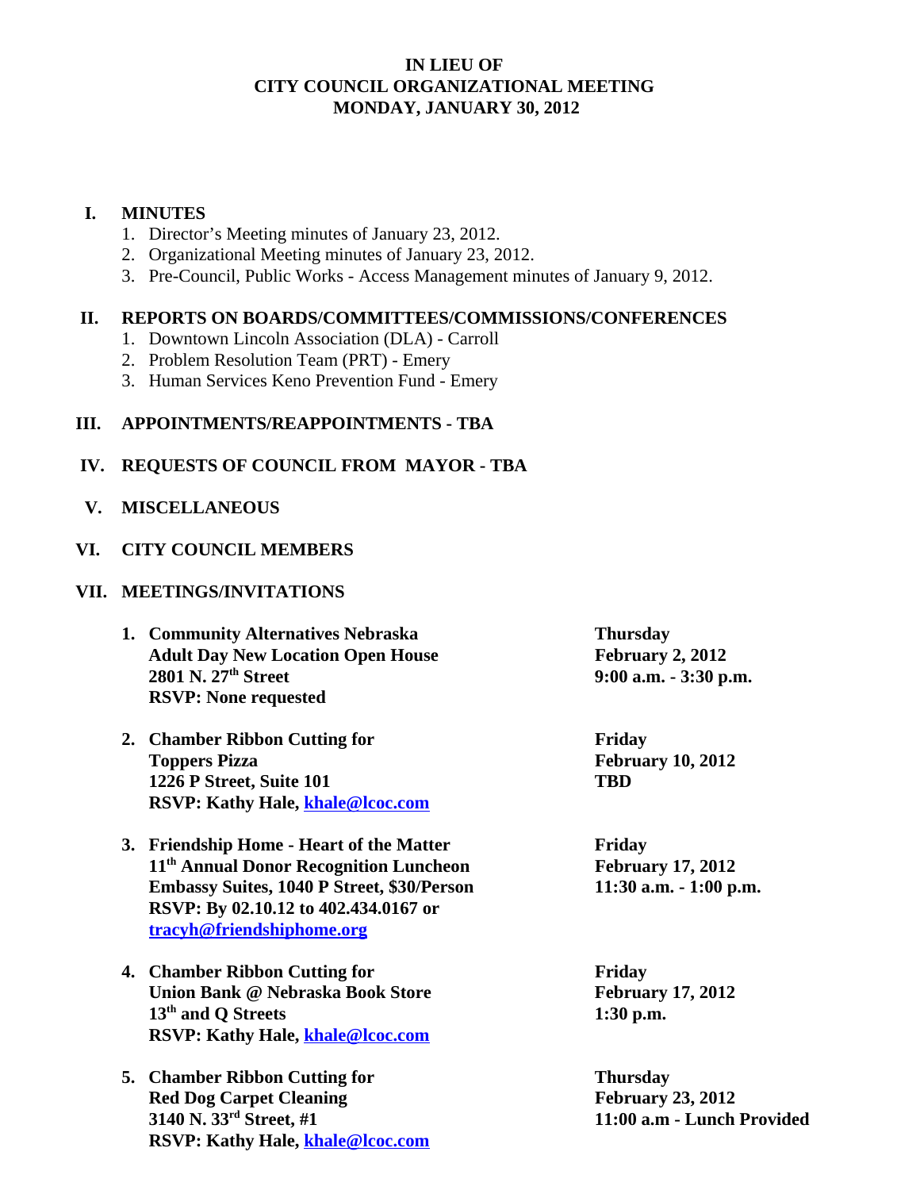# IN LIEU OF
# CITY COUNCIL ORGANIZATIONAL MEETING
# MONDAY, JANUARY 30, 2012

## I. MINUTES

1. Director's Meeting minutes of January 23, 2012.
2. Organizational Meeting minutes of January 23, 2012.
3. Pre-Council, Public Works - Access Management minutes of January 9, 2012.

## II. REPORTS ON BOARDS/COMMITTEES/COMMISSIONS/CONFERENCES

1. Downtown Lincoln Association (DLA) - Carroll
2. Problem Resolution Team (PRT) - Emery
3. Human Services Keno Prevention Fund - Emery

## III. APPOINTMENTS/REAPPOINTMENTS - TBA

## IV. REQUESTS OF COUNCIL FROM MAYOR - TBA

## V. MISCELLANEOUS

## VI. CITY COUNCIL MEMBERS

## VII. MEETINGS/INVITATIONS

1. **Community Alternatives Nebraska**
   **Adult Day New Location Open House**
   **2801 N. 27th Street**
   **RSVP: None requested**
   **Thursday, February 2, 2012, 9:00 a.m. - 3:30 p.m.**

2. **Chamber Ribbon Cutting for**
   **Toppers Pizza**
   **1226 P Street, Suite 101**
   **RSVP: Kathy Hale, khale@lcoc.com**
   **Friday, February 10, 2012, TBD**

3. **Friendship Home - Heart of the Matter**
   **11th Annual Donor Recognition Luncheon**
   **Embassy Suites, 1040 P Street, $30/Person**
   **RSVP: By 02.10.12 to 402.434.0167 or tracyh@friendshiphome.org**
   **Friday, February 17, 2012, 11:30 a.m. - 1:00 p.m.**

4. **Chamber Ribbon Cutting for**
   **Union Bank @ Nebraska Book Store**
   **13th and Q Streets**
   **RSVP: Kathy Hale, khale@lcoc.com**
   **Friday, February 17, 2012, 1:30 p.m.**

5. **Chamber Ribbon Cutting for**
   **Red Dog Carpet Cleaning**
   **3140 N. 33rd Street, #1**
   **RSVP: Kathy Hale, khale@lcoc.com**
   **Thursday, February 23, 2012, 11:00 a.m - Lunch Provided**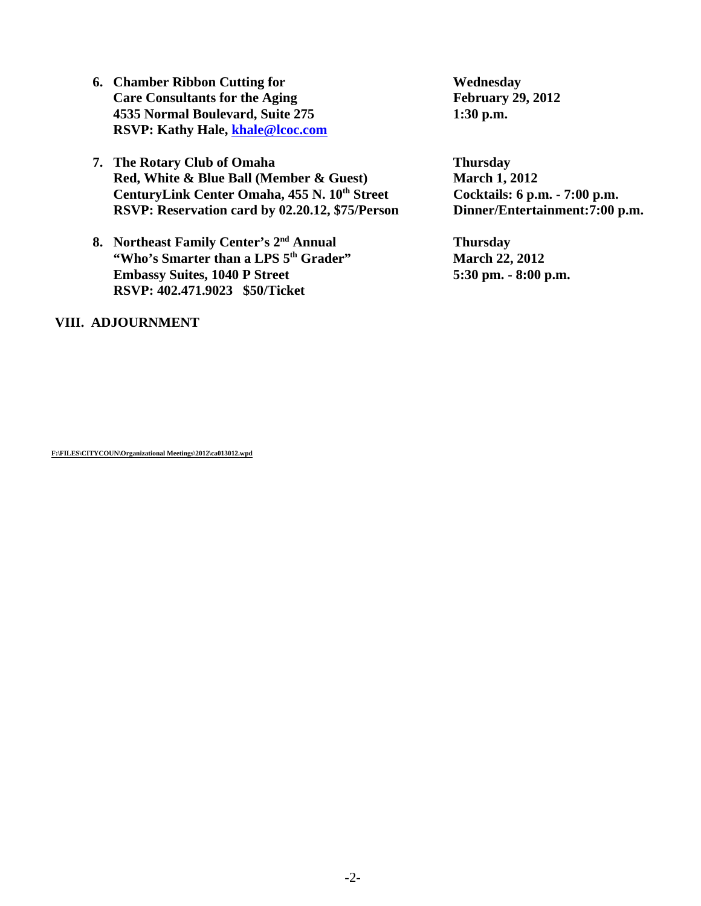6. **Chamber Ribbon Cutting for Care Consultants for the Aging**
   **4535 Normal Boulevard, Suite 275**
   **RSVP: Kathy Hale, khale@lcoc.com**
   **Wednesday, February 29, 2012, 1:30 p.m.**

7. **The Rotary Club of Omaha**
   **Red, White & Blue Ball (Member & Guest)**
   **CenturyLink Center Omaha, 455 N. 10th Street**
   **RSVP: Reservation card by 02.20.12, $75/Person**
   **Thursday, March 1, 2012**
   **Cocktails: 6 p.m. - 7:00 p.m.**
   **Dinner/Entertainment: 7:00 p.m.**

8. **Northeast Family Center's 2nd Annual "Who's Smarter than a LPS 5th Grader"**
   **Embassy Suites, 1040 P Street**
   **RSVP: 402.471.9023 $50/Ticket**
   **Thursday, March 22, 2012**
   **5:30 pm. - 8:00 p.m.**

## VIII. ADJOURNMENT

F:\FILES\CITYCOUN\Organizational Meetings\2012\ca013012.wpd